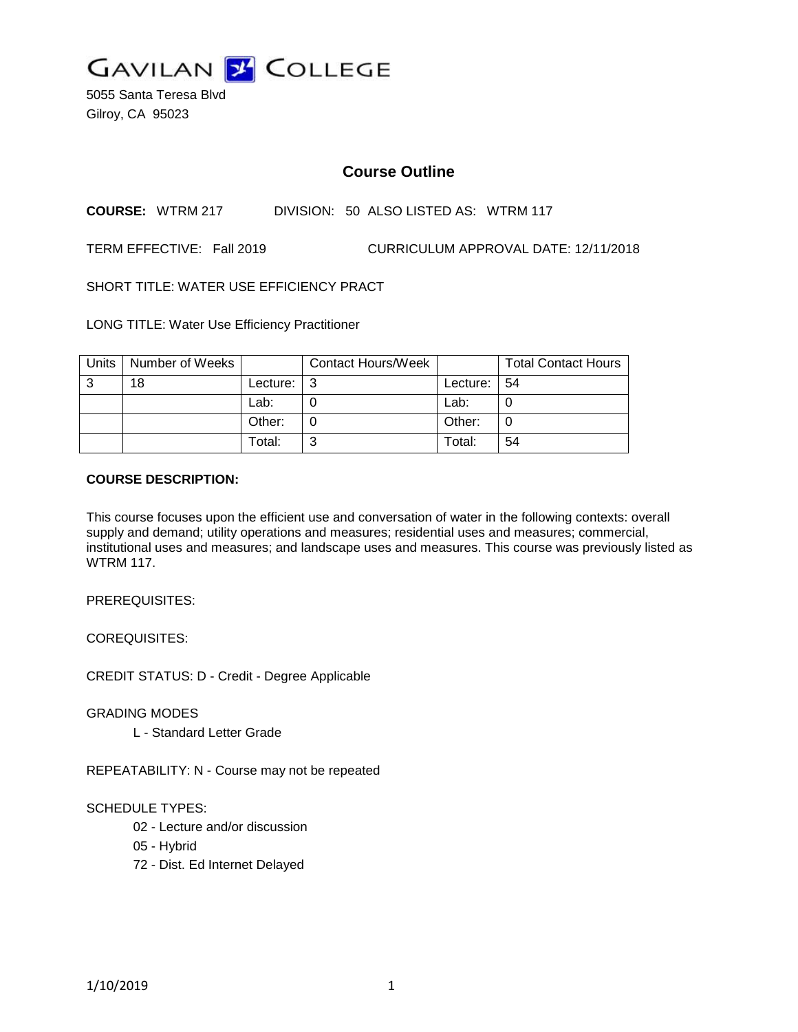GAVILAN COLLEGE

5055 Santa Teresa Blvd
Gilroy, CA 95023

# Course Outline

**COURSE:** WTRM 217 DIVISION: 50 ALSO LISTED AS: WTRM 117

TERM EFFECTIVE: Fall 2019 CURRICULUM APPROVAL DATE: 12/11/2018

SHORT TITLE: WATER USE EFFICIENCY PRACT

LONG TITLE: Water Use Efficiency Practitioner

| Units | Number of Weeks | | Contact Hours/Week | | Total Contact Hours |
|---|---|---|---|---|---|
| 3 | 18 | Lecture: | 3 | Lecture: | 54 |
| | | Lab: | 0 | Lab: | 0 |
| | | Other: | 0 | Other: | 0 |
| | | Total: | 3 | Total: | 54 |

**COURSE DESCRIPTION:**

This course focuses upon the efficient use and conversation of water in the following contexts: overall supply and demand; utility operations and measures; residential uses and measures; commercial, institutional uses and measures; and landscape uses and measures. This course was previously listed as WTRM 117.

PREREQUISITES:

COREQUISITES:

CREDIT STATUS: D - Credit - Degree Applicable

GRADING MODES

L - Standard Letter Grade

REPEATABILITY: N - Course may not be repeated

SCHEDULE TYPES:

02 - Lecture and/or discussion

05 - Hybrid

72 - Dist. Ed Internet Delayed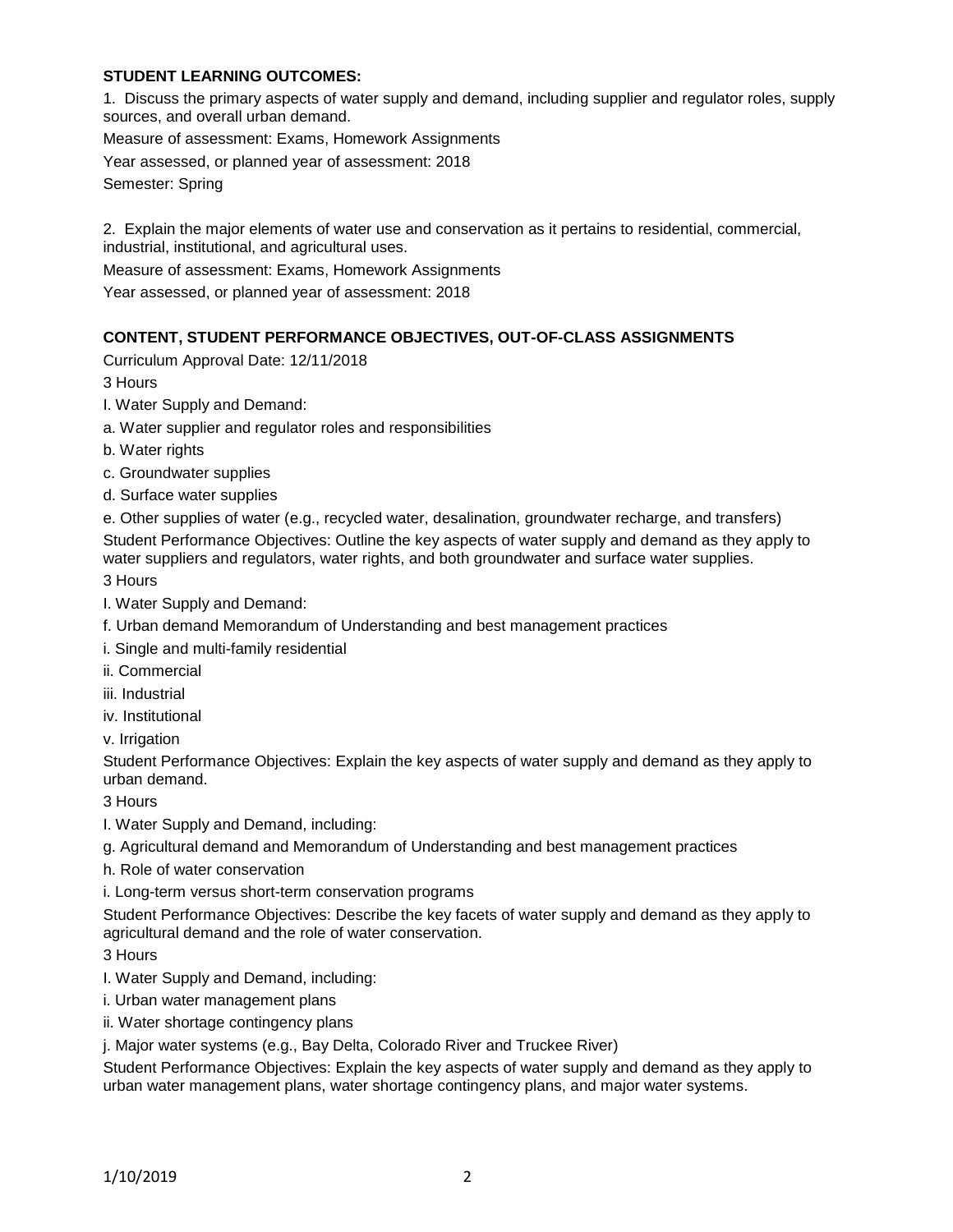**STUDENT LEARNING OUTCOMES:**

1. Discuss the primary aspects of water supply and demand, including supplier and regulator roles, supply sources, and overall urban demand.

Measure of assessment: Exams, Homework Assignments

Year assessed, or planned year of assessment: 2018

Semester: Spring

2. Explain the major elements of water use and conservation as it pertains to residential, commercial, industrial, institutional, and agricultural uses.

Measure of assessment: Exams, Homework Assignments

Year assessed, or planned year of assessment: 2018

**CONTENT, STUDENT PERFORMANCE OBJECTIVES, OUT-OF-CLASS ASSIGNMENTS**

Curriculum Approval Date: 12/11/2018

3 Hours

I. Water Supply and Demand:

a. Water supplier and regulator roles and responsibilities

b. Water rights

c. Groundwater supplies

d. Surface water supplies

e. Other supplies of water (e.g., recycled water, desalination, groundwater recharge, and transfers)

Student Performance Objectives: Outline the key aspects of water supply and demand as they apply to water suppliers and regulators, water rights, and both groundwater and surface water supplies.

3 Hours

I. Water Supply and Demand:

f. Urban demand Memorandum of Understanding and best management practices

i. Single and multi-family residential

ii. Commercial

iii. Industrial

iv. Institutional

v. Irrigation

Student Performance Objectives: Explain the key aspects of water supply and demand as they apply to urban demand.

3 Hours

I. Water Supply and Demand, including:

g. Agricultural demand and Memorandum of Understanding and best management practices

h. Role of water conservation

i. Long-term versus short-term conservation programs

Student Performance Objectives: Describe the key facets of water supply and demand as they apply to agricultural demand and the role of water conservation.

3 Hours

I. Water Supply and Demand, including:

i. Urban water management plans

ii. Water shortage contingency plans

j. Major water systems (e.g., Bay Delta, Colorado River and Truckee River)

Student Performance Objectives: Explain the key aspects of water supply and demand as they apply to urban water management plans, water shortage contingency plans, and major water systems.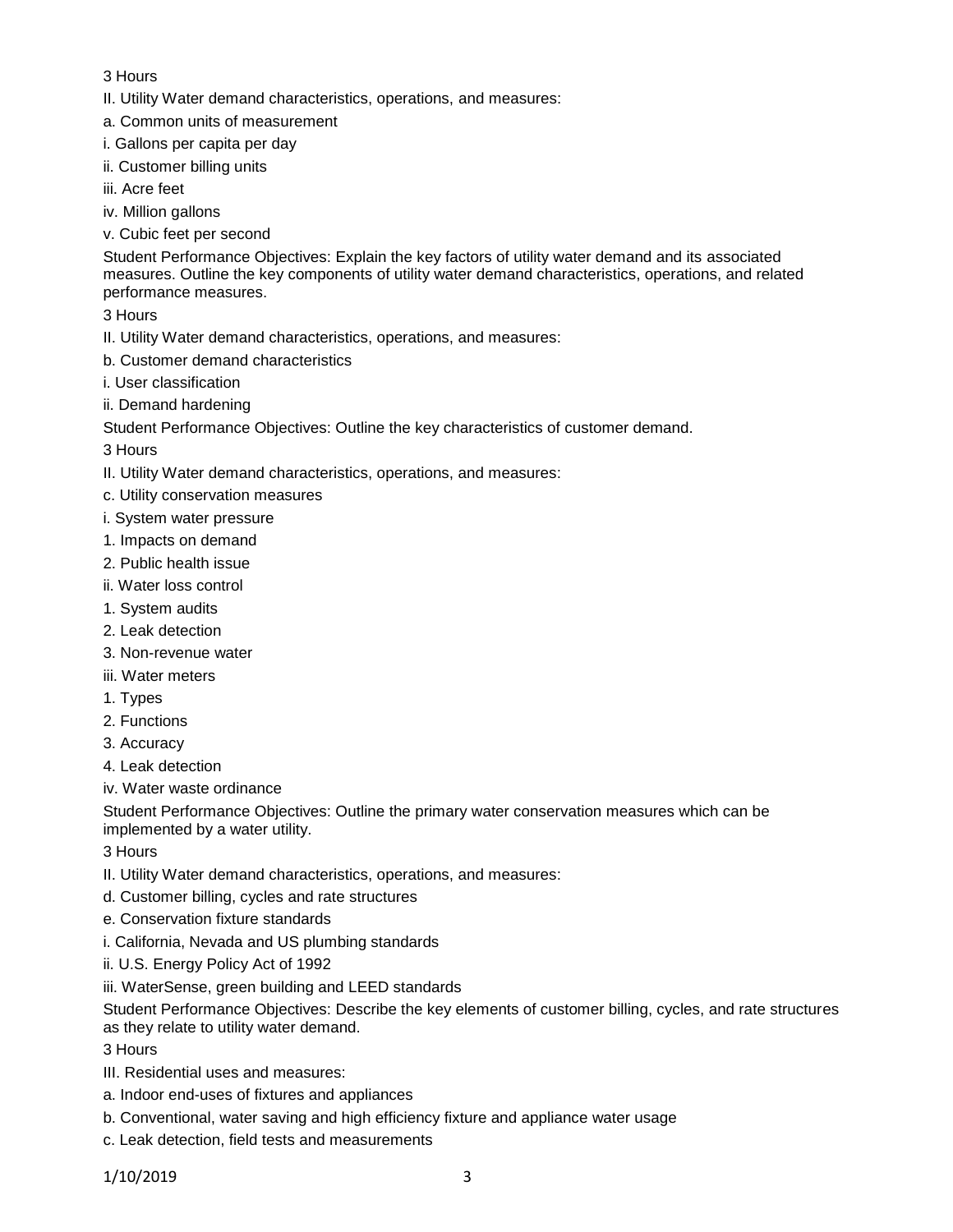3 Hours

II. Utility Water demand characteristics, operations, and measures:

a. Common units of measurement

i. Gallons per capita per day

ii. Customer billing units

iii. Acre feet

iv. Million gallons

v. Cubic feet per second

Student Performance Objectives: Explain the key factors of utility water demand and its associated measures. Outline the key components of utility water demand characteristics, operations, and related performance measures.

3 Hours

II. Utility Water demand characteristics, operations, and measures:

b. Customer demand characteristics

i. User classification

ii. Demand hardening

Student Performance Objectives: Outline the key characteristics of customer demand.

3 Hours

II. Utility Water demand characteristics, operations, and measures:

c. Utility conservation measures

i. System water pressure

1. Impacts on demand

2. Public health issue

ii. Water loss control

1. System audits

2. Leak detection

3. Non-revenue water

iii. Water meters

1. Types

2. Functions

3. Accuracy

4. Leak detection

iv. Water waste ordinance

Student Performance Objectives: Outline the primary water conservation measures which can be implemented by a water utility.

3 Hours

II. Utility Water demand characteristics, operations, and measures:

d. Customer billing, cycles and rate structures

e. Conservation fixture standards

i. California, Nevada and US plumbing standards

ii. U.S. Energy Policy Act of 1992

iii. WaterSense, green building and LEED standards

Student Performance Objectives: Describe the key elements of customer billing, cycles, and rate structures as they relate to utility water demand.

3 Hours

III. Residential uses and measures:

a. Indoor end-uses of fixtures and appliances

b. Conventional, water saving and high efficiency fixture and appliance water usage

c. Leak detection, field tests and measurements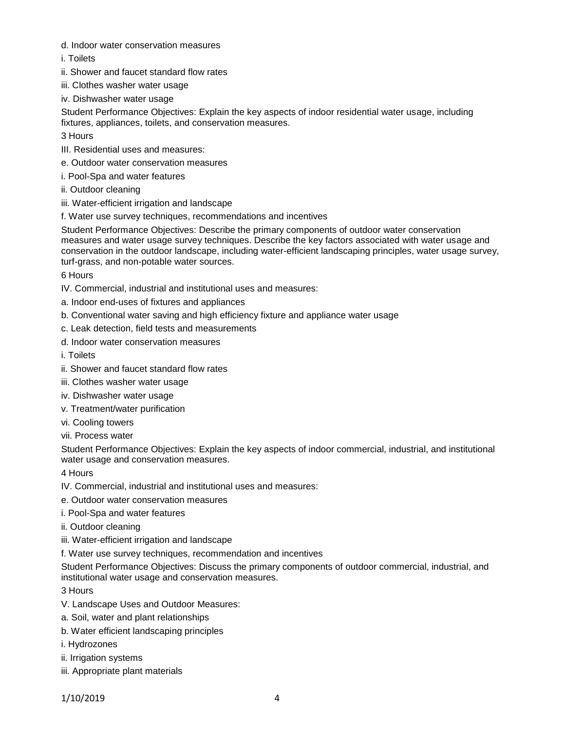d. Indoor water conservation measures

i. Toilets

ii. Shower and faucet standard flow rates

iii. Clothes washer water usage

iv. Dishwasher water usage

Student Performance Objectives: Explain the key aspects of indoor residential water usage, including fixtures, appliances, toilets, and conservation measures.

3 Hours

III. Residential uses and measures:

e. Outdoor water conservation measures

i. Pool-Spa and water features

ii. Outdoor cleaning

iii. Water-efficient irrigation and landscape

f. Water use survey techniques, recommendations and incentives

Student Performance Objectives: Describe the primary components of outdoor water conservation measures and water usage survey techniques. Describe the key factors associated with water usage and conservation in the outdoor landscape, including water-efficient landscaping principles, water usage survey, turf-grass, and non-potable water sources.

6 Hours

IV. Commercial, industrial and institutional uses and measures:

a. Indoor end-uses of fixtures and appliances

b. Conventional water saving and high efficiency fixture and appliance water usage

c. Leak detection, field tests and measurements

d. Indoor water conservation measures

i. Toilets

ii. Shower and faucet standard flow rates

iii. Clothes washer water usage

iv. Dishwasher water usage

v. Treatment/water purification

vi. Cooling towers

vii. Process water

Student Performance Objectives: Explain the key aspects of indoor commercial, industrial, and institutional water usage and conservation measures.

4 Hours

IV. Commercial, industrial and institutional uses and measures:

e. Outdoor water conservation measures

i. Pool-Spa and water features

ii. Outdoor cleaning

iii. Water-efficient irrigation and landscape

f. Water use survey techniques, recommendation and incentives

Student Performance Objectives: Discuss the primary components of outdoor commercial, industrial, and institutional water usage and conservation measures.

3 Hours

V. Landscape Uses and Outdoor Measures:

a. Soil, water and plant relationships

b. Water efficient landscaping principles

i. Hydrozones

ii. Irrigation systems

iii. Appropriate plant materials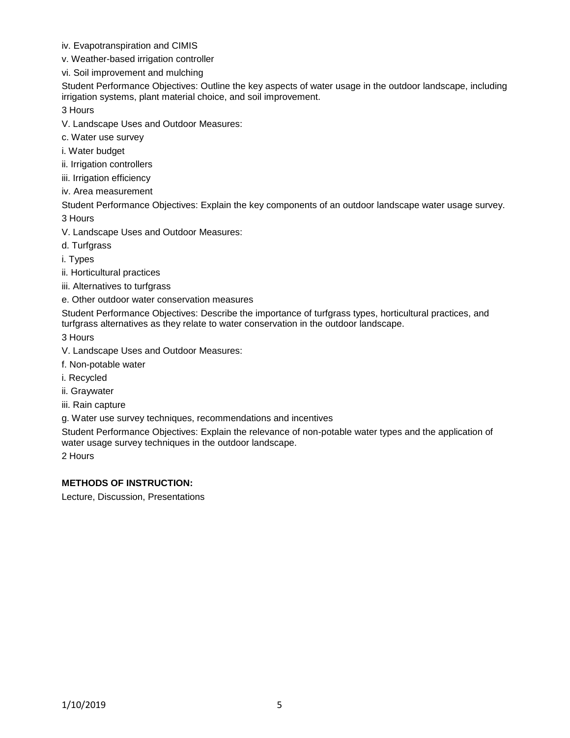iv. Evapotranspiration and CIMIS

v. Weather-based irrigation controller

vi. Soil improvement and mulching

Student Performance Objectives: Outline the key aspects of water usage in the outdoor landscape, including irrigation systems, plant material choice, and soil improvement.

3 Hours

V. Landscape Uses and Outdoor Measures:

c. Water use survey

i. Water budget

ii. Irrigation controllers

iii. Irrigation efficiency

iv. Area measurement

Student Performance Objectives: Explain the key components of an outdoor landscape water usage survey.

3 Hours

V. Landscape Uses and Outdoor Measures:

d. Turfgrass

i. Types

ii. Horticultural practices

iii. Alternatives to turfgrass

e. Other outdoor water conservation measures

Student Performance Objectives: Describe the importance of turfgrass types, horticultural practices, and turfgrass alternatives as they relate to water conservation in the outdoor landscape.

3 Hours

V. Landscape Uses and Outdoor Measures:

f. Non-potable water

i. Recycled

ii. Graywater

iii. Rain capture

g. Water use survey techniques, recommendations and incentives

Student Performance Objectives: Explain the relevance of non-potable water types and the application of water usage survey techniques in the outdoor landscape.

2 Hours

**METHODS OF INSTRUCTION:**

Lecture, Discussion, Presentations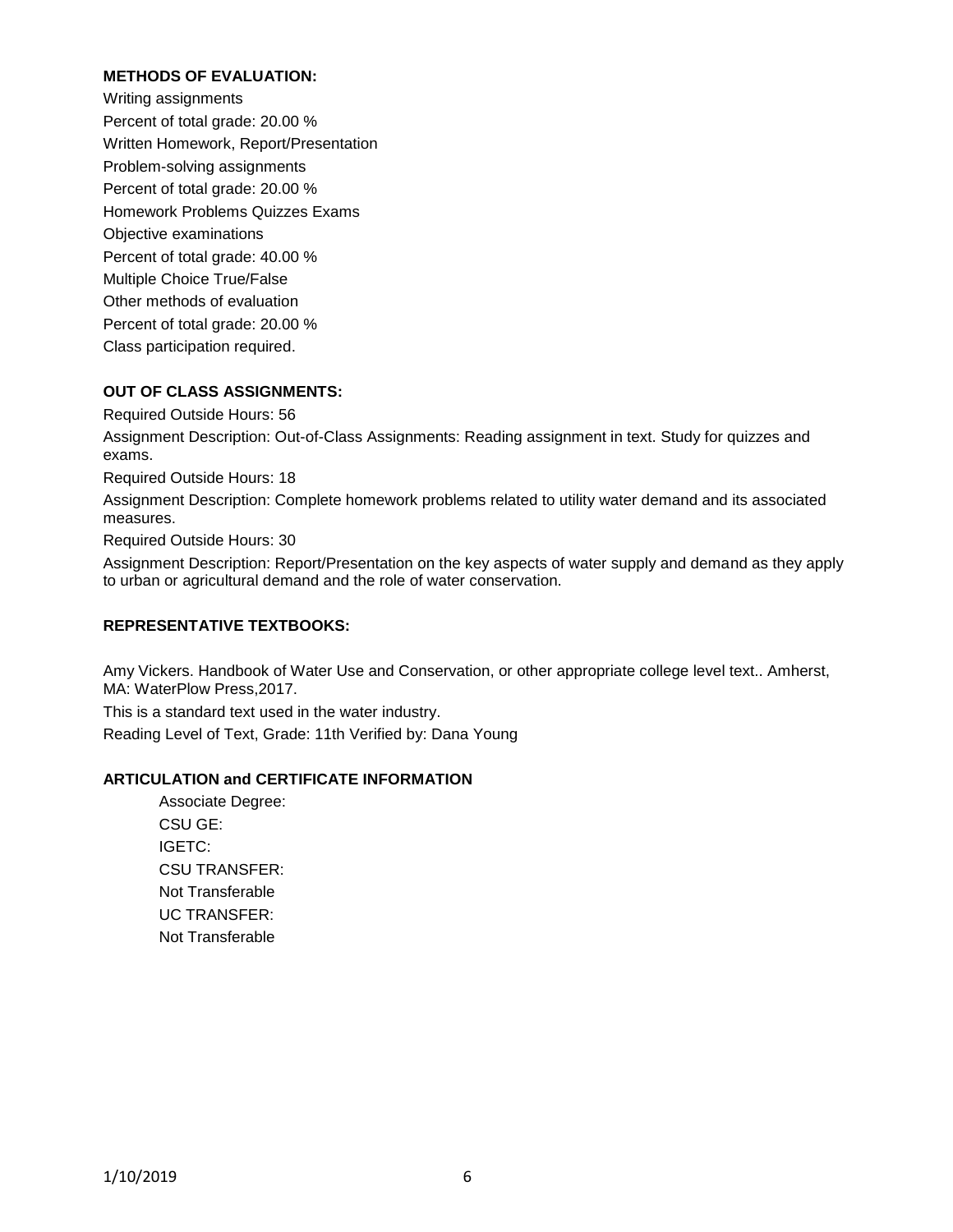**METHODS OF EVALUATION:**

Writing assignments
Percent of total grade: 20.00 %
Written Homework, Report/Presentation
Problem-solving assignments
Percent of total grade: 20.00 %
Homework Problems Quizzes Exams
Objective examinations
Percent of total grade: 40.00 %
Multiple Choice True/False
Other methods of evaluation
Percent of total grade: 20.00 %
Class participation required.

**OUT OF CLASS ASSIGNMENTS:**

Required Outside Hours: 56
Assignment Description: Out-of-Class Assignments: Reading assignment in text. Study for quizzes and exams.
Required Outside Hours: 18
Assignment Description: Complete homework problems related to utility water demand and its associated measures.
Required Outside Hours: 30
Assignment Description: Report/Presentation on the key aspects of water supply and demand as they apply to urban or agricultural demand and the role of water conservation.

**REPRESENTATIVE TEXTBOOKS:**

Amy Vickers. Handbook of Water Use and Conservation, or other appropriate college level text.. Amherst, MA: WaterPlow Press,2017.
This is a standard text used in the water industry.
Reading Level of Text, Grade: 11th Verified by: Dana Young

**ARTICULATION and CERTIFICATE INFORMATION**

Associate Degree:
CSU GE:
IGETC:
CSU TRANSFER:
Not Transferable
UC TRANSFER:
Not Transferable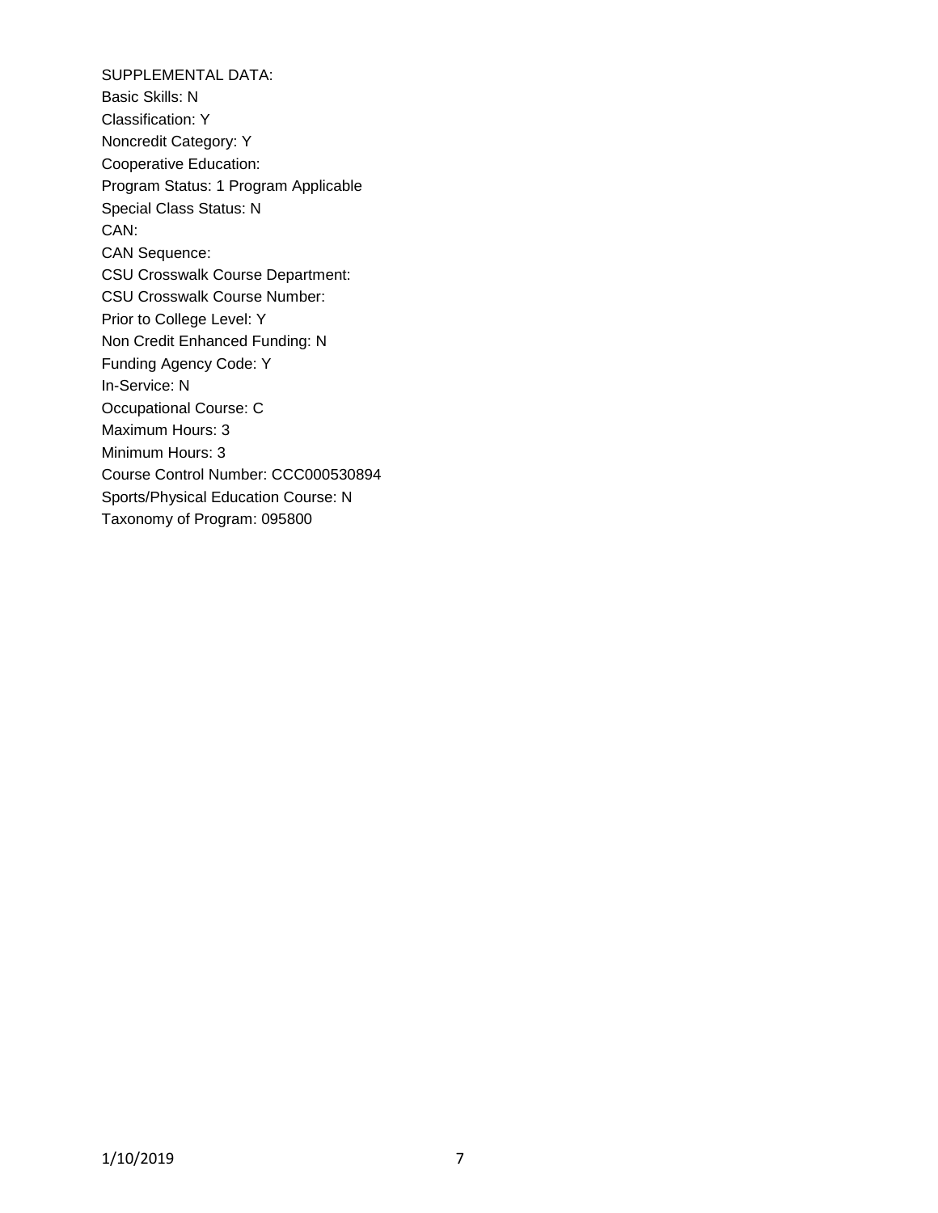SUPPLEMENTAL DATA:
Basic Skills: N
Classification: Y
Noncredit Category: Y
Cooperative Education:
Program Status: 1 Program Applicable
Special Class Status: N
CAN:
CAN Sequence:
CSU Crosswalk Course Department:
CSU Crosswalk Course Number:
Prior to College Level: Y
Non Credit Enhanced Funding: N
Funding Agency Code: Y
In-Service: N
Occupational Course: C
Maximum Hours: 3
Minimum Hours: 3
Course Control Number: CCC000530894
Sports/Physical Education Course: N
Taxonomy of Program: 095800